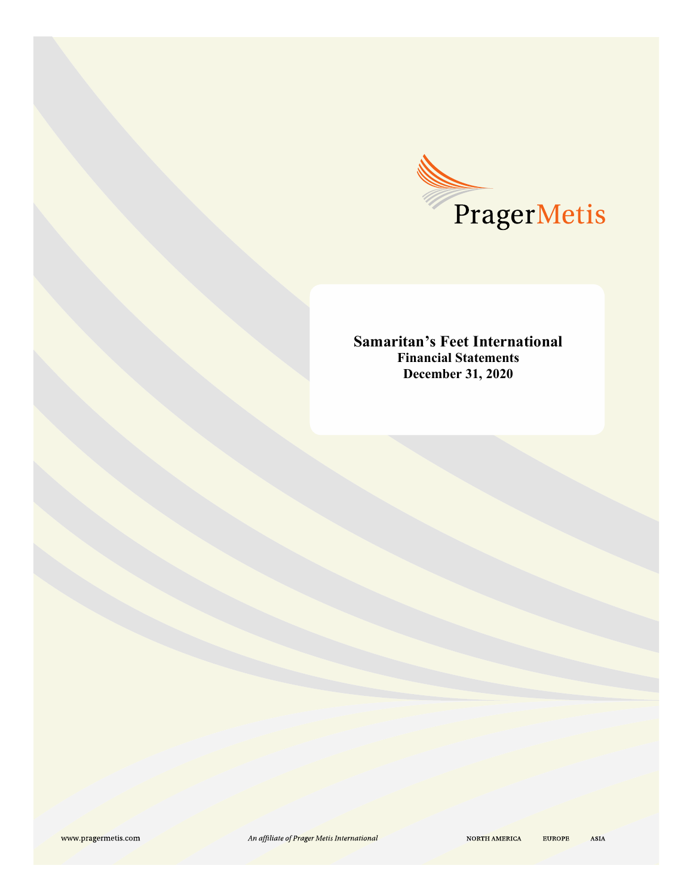PragerMetis

# Samaritan's Feet International

## Financial Statements

## December 31, 2020

www.pragermetis.com

*An affiliate of Prager Metis International*

NORTH AMERICA EUROPE ASIA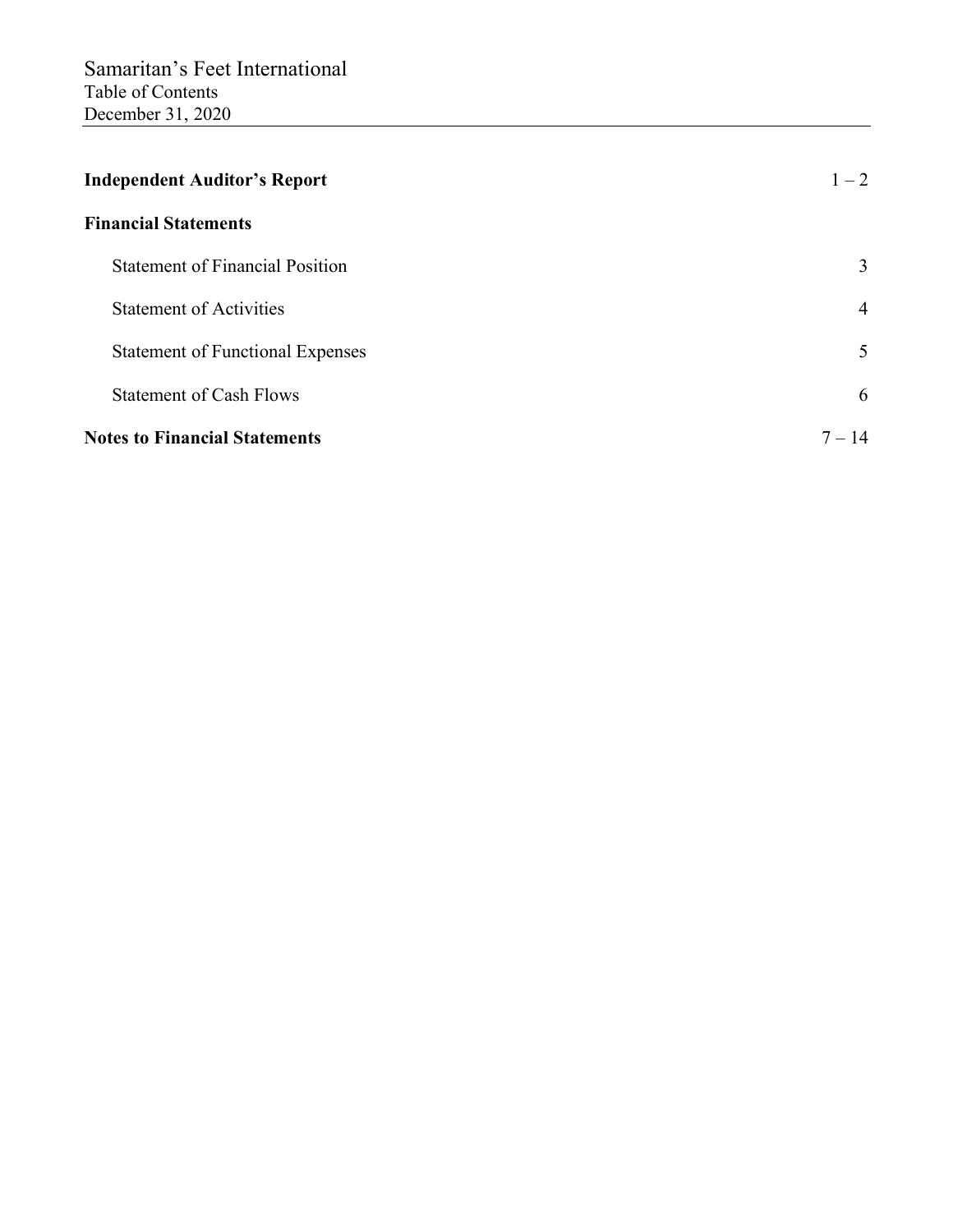# Samaritan's Feet International

Table of Contents

December 31, 2020

| | |
|---|---|
| **Independent Auditor's Report** | 1 – 2 |
| **Financial Statements** | |
| Statement of Financial Position | 3 |
| Statement of Activities | 4 |
| Statement of Functional Expenses | 5 |
| Statement of Cash Flows | 6 |
| **Notes to Financial Statements** | 7 – 14 |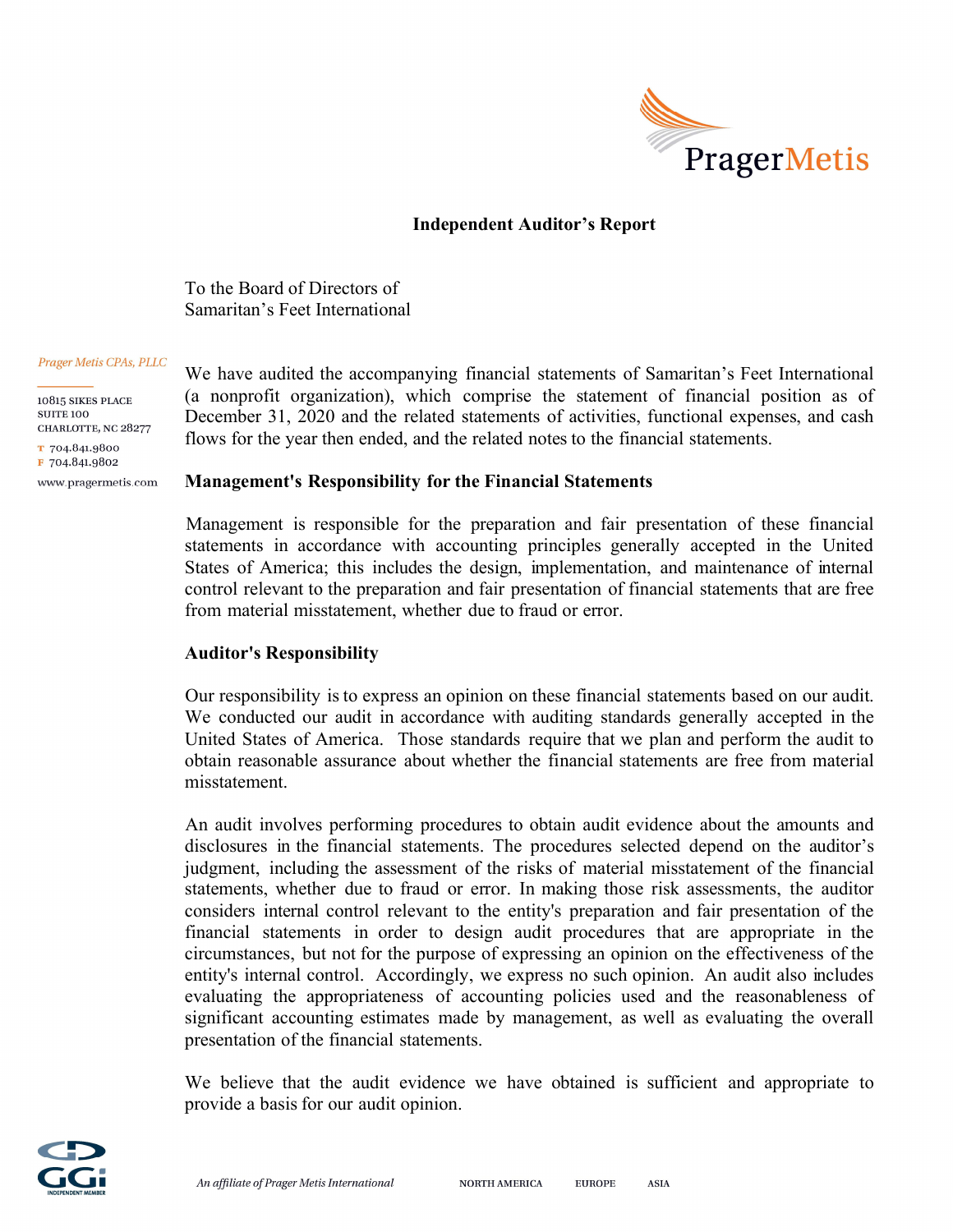# Independent Auditor's Report

To the Board of Directors of
Samaritan's Feet International

Prager Metis CPAs, PLLC

10815 Sikes Place
Suite 100
Charlotte, NC 28277
T 704.841.9800
F 704.841.9802
www.pragermetis.com

We have audited the accompanying financial statements of Samaritan's Feet International (a nonprofit organization), which comprise the statement of financial position as of December 31, 2020 and the related statements of activities, functional expenses, and cash flows for the year then ended, and the related notes to the financial statements.

## Management's Responsibility for the Financial Statements

Management is responsible for the preparation and fair presentation of these financial statements in accordance with accounting principles generally accepted in the United States of America; this includes the design, implementation, and maintenance of internal control relevant to the preparation and fair presentation of financial statements that are free from material misstatement, whether due to fraud or error.

## Auditor's Responsibility

Our responsibility is to express an opinion on these financial statements based on our audit. We conducted our audit in accordance with auditing standards generally accepted in the United States of America. Those standards require that we plan and perform the audit to obtain reasonable assurance about whether the financial statements are free from material misstatement.

An audit involves performing procedures to obtain audit evidence about the amounts and disclosures in the financial statements. The procedures selected depend on the auditor's judgment, including the assessment of the risks of material misstatement of the financial statements, whether due to fraud or error. In making those risk assessments, the auditor considers internal control relevant to the entity's preparation and fair presentation of the financial statements in order to design audit procedures that are appropriate in the circumstances, but not for the purpose of expressing an opinion on the effectiveness of the entity's internal control. Accordingly, we express no such opinion. An audit also includes evaluating the appropriateness of accounting policies used and the reasonableness of significant accounting estimates made by management, as well as evaluating the overall presentation of the financial statements.

We believe that the audit evidence we have obtained is sufficient and appropriate to provide a basis for our audit opinion.

*An affiliate of Prager Metis International* NORTH AMERICA EUROPE ASIA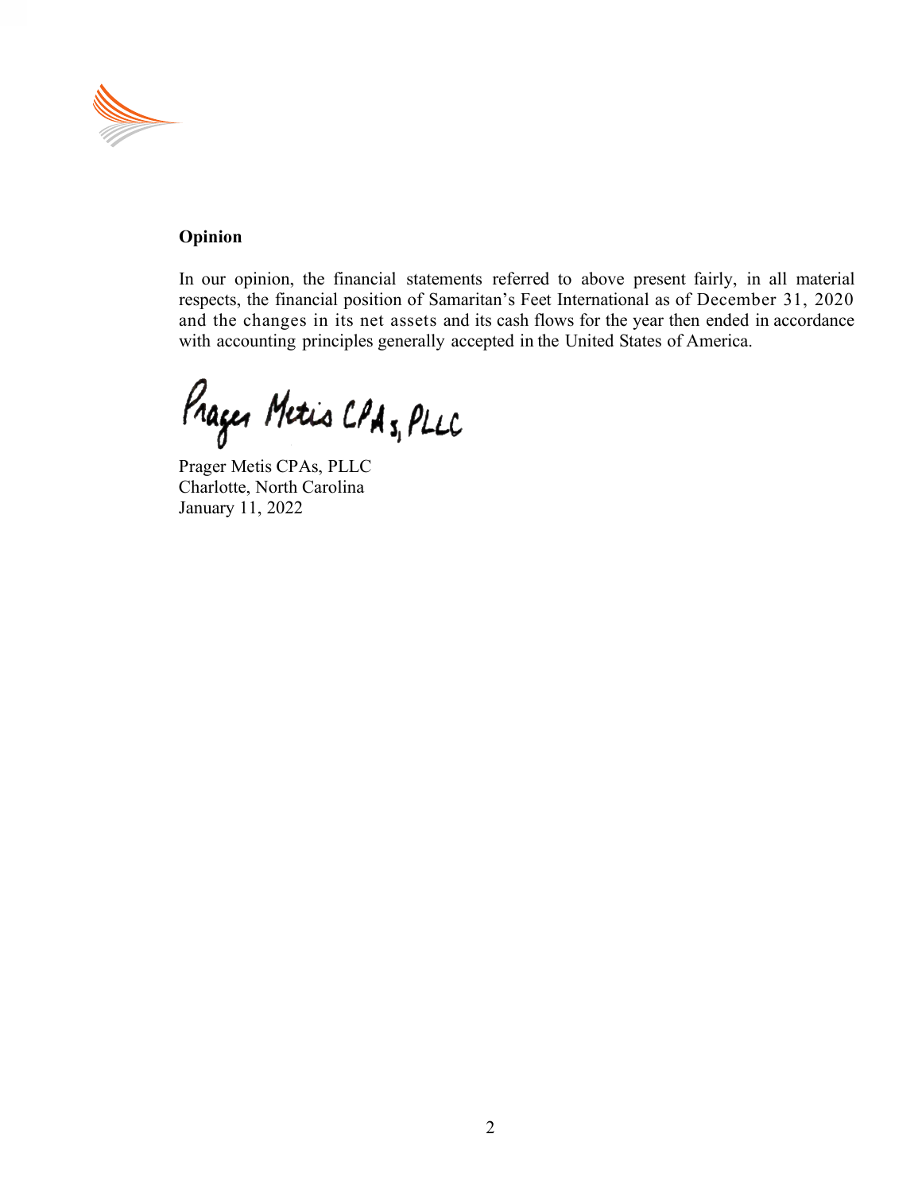**Opinion**

In our opinion, the financial statements referred to above present fairly, in all material respects, the financial position of Samaritan's Feet International as of December 31, 2020 and the changes in its net assets and its cash flows for the year then ended in accordance with accounting principles generally accepted in the United States of America.

Prager Metis CPAs, PLLC

Prager Metis CPAs, PLLC
Charlotte, North Carolina
January 11, 2022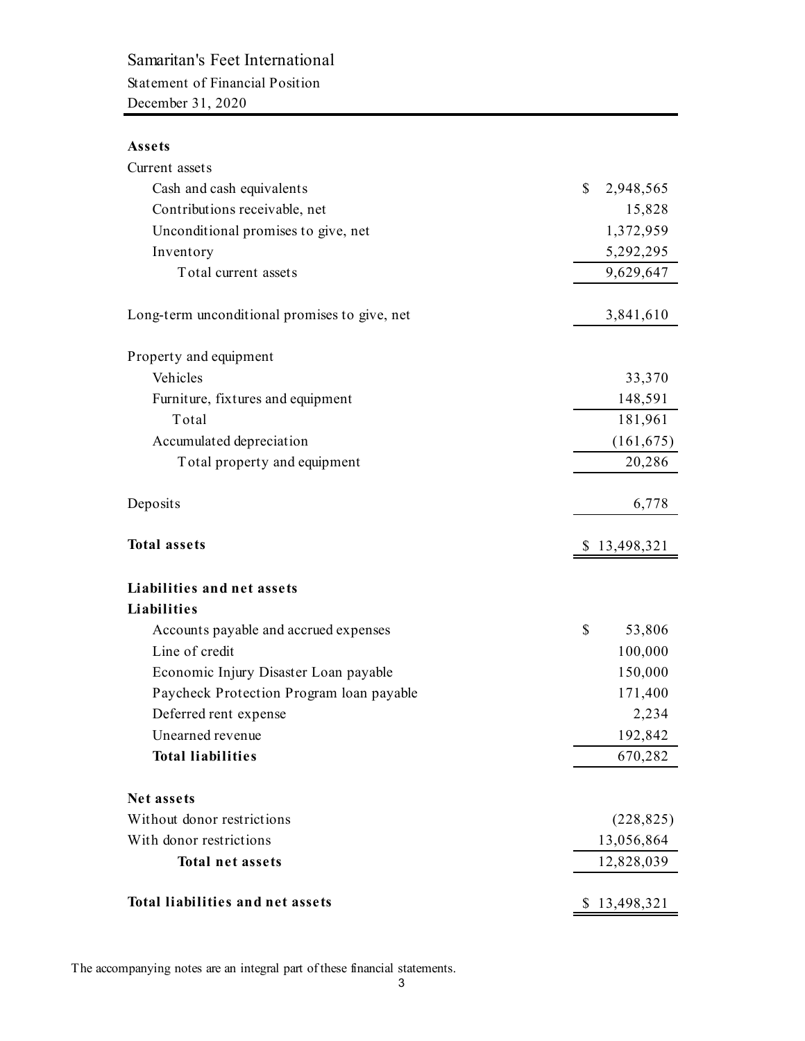# Samaritan's Feet International

## Statement of Financial Position

December 31, 2020

| | |
|---|---|
| **Assets** | |
| Current assets | |
| Cash and cash equivalents | $ 2,948,565 |
| Contributions receivable, net | 15,828 |
| Unconditional promises to give, net | 1,372,959 |
| Inventory | 5,292,295 |
| Total current assets | 9,629,647 |
| | |
| Long-term unconditional promises to give, net | 3,841,610 |
| | |
| Property and equipment | |
| Vehicles | 33,370 |
| Furniture, fixtures and equipment | 148,591 |
| Total | 181,961 |
| Accumulated depreciation | (161,675) |
| Total property and equipment | 20,286 |
| | |
| Deposits | 6,778 |
| | |
| **Total assets** | $ 13,498,321 |
| | |
| **Liabilities and net assets** | |
| **Liabilities** | |
| Accounts payable and accrued expenses | $ 53,806 |
| Line of credit | 100,000 |
| Economic Injury Disaster Loan payable | 150,000 |
| Paycheck Protection Program loan payable | 171,400 |
| Deferred rent expense | 2,234 |
| Unearned revenue | 192,842 |
| **Total liabilities** | 670,282 |
| | |
| **Net assets** | |
| Without donor restrictions | (228,825) |
| With donor restrictions | 13,056,864 |
| **Total net assets** | 12,828,039 |
| | |
| **Total liabilities and net assets** | $ 13,498,321 |

The accompanying notes are an integral part of these financial statements.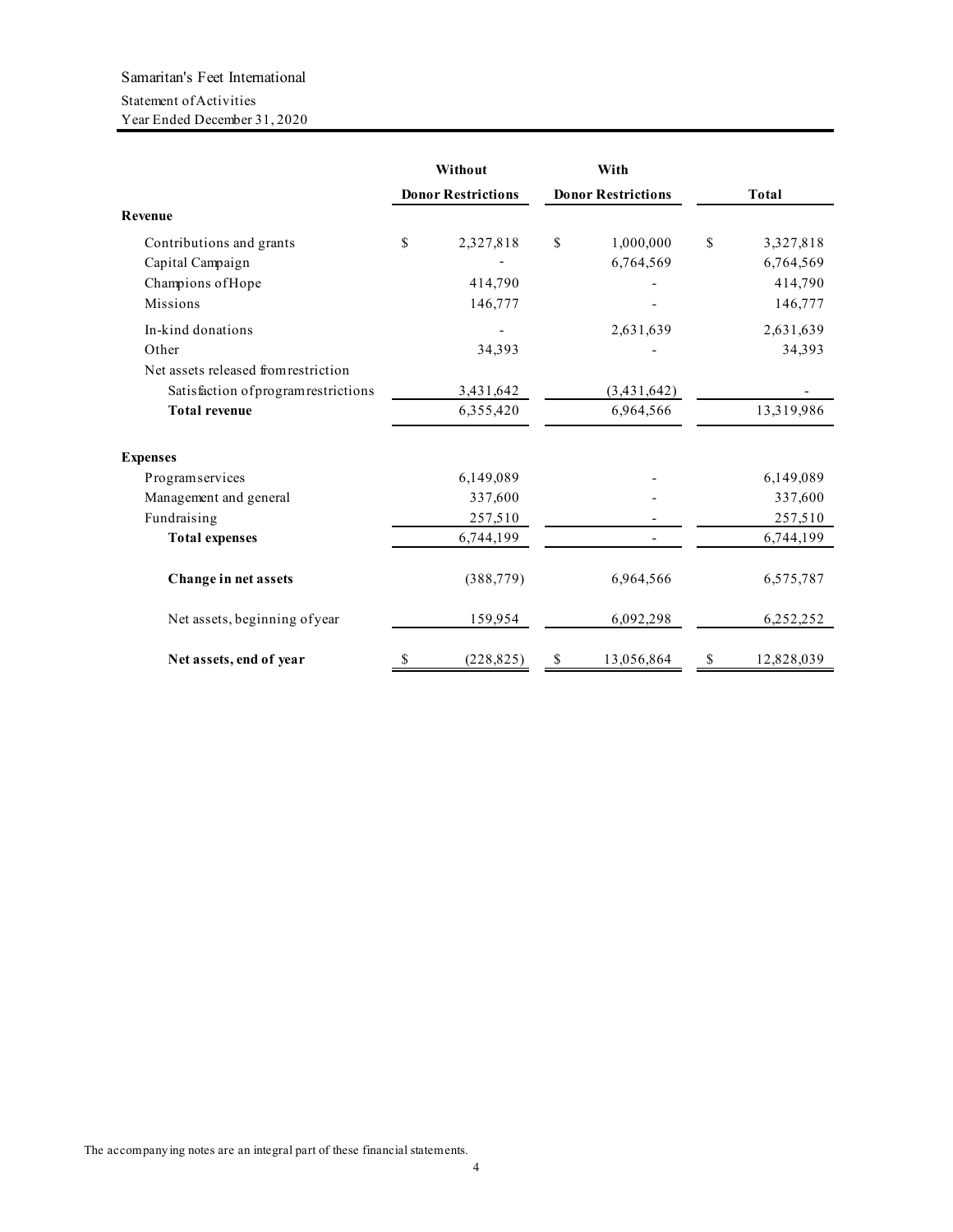Samaritan's Feet International

Statement of Activities

Year Ended December 31, 2020

| | Without Donor Restrictions | With Donor Restrictions | Total |
|---|---|---|---|
| **Revenue** | | | |
| Contributions and grants | $ 2,327,818 | $ 1,000,000 | $ 3,327,818 |
| Capital Campaign | - | 6,764,569 | 6,764,569 |
| Champions of Hope | 414,790 | - | 414,790 |
| Missions | 146,777 | - | 146,777 |
| In-kind donations | - | 2,631,639 | 2,631,639 |
| Other | 34,393 | - | 34,393 |
| Net assets released from restriction | | | |
| Satisfaction of program restrictions | 3,431,642 | (3,431,642) | - |
| **Total revenue** | 6,355,420 | 6,964,566 | 13,319,986 |
| **Expenses** | | | |
| Program services | 6,149,089 | - | 6,149,089 |
| Management and general | 337,600 | - | 337,600 |
| Fundraising | 257,510 | - | 257,510 |
| **Total expenses** | 6,744,199 | - | 6,744,199 |
| **Change in net assets** | (388,779) | 6,964,566 | 6,575,787 |
| Net assets, beginning of year | 159,954 | 6,092,298 | 6,252,252 |
| **Net assets, end of year** | $ (228,825) | $ 13,056,864 | $ 12,828,039 |

The accompanying notes are an integral part of these financial statements.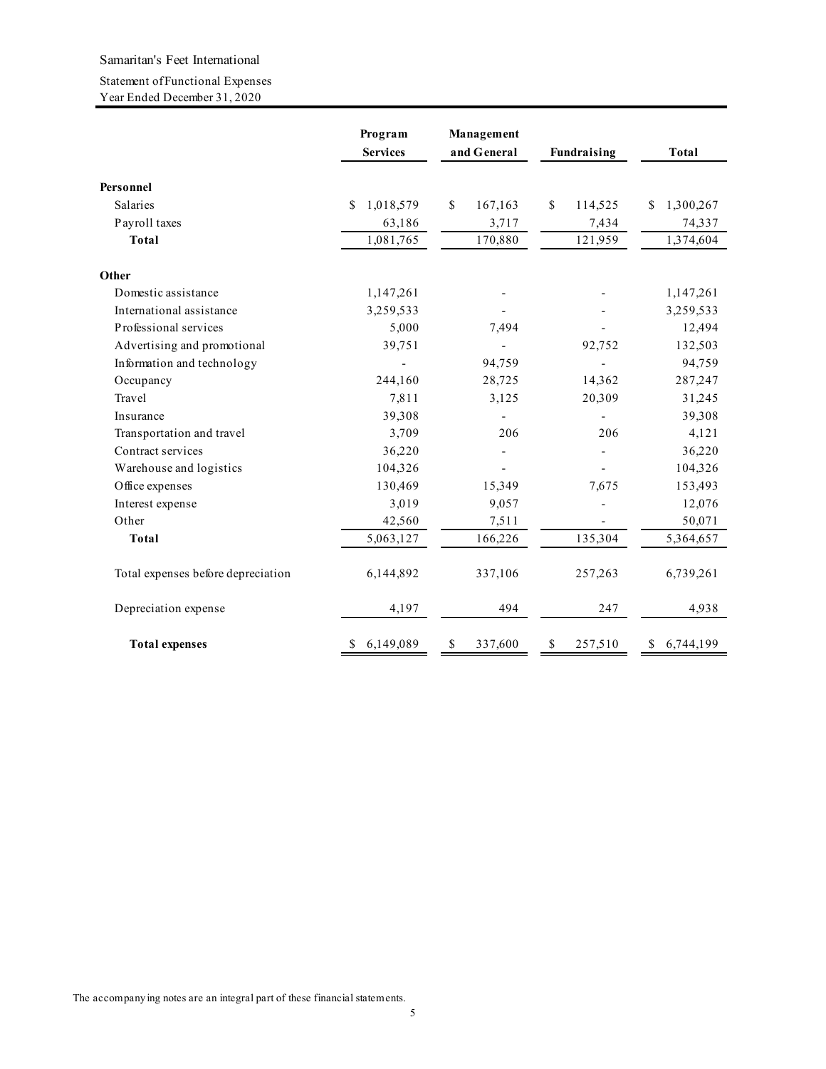Samaritan's Feet International

Statement of Functional Expenses

Year Ended December 31, 2020

| | Program Services | Management and General | Fundraising | Total |
|---|---|---|---|---|
| **Personnel** | | | | |
| Salaries | $ 1,018,579 | $ 167,163 | $ 114,525 | $ 1,300,267 |
| Payroll taxes | 63,186 | 3,717 | 7,434 | 74,337 |
| **Total** | 1,081,765 | 170,880 | 121,959 | 1,374,604 |
| **Other** | | | | |
| Domestic assistance | 1,147,261 | - | - | 1,147,261 |
| International assistance | 3,259,533 | - | - | 3,259,533 |
| Professional services | 5,000 | 7,494 | - | 12,494 |
| Advertising and promotional | 39,751 | - | 92,752 | 132,503 |
| Information and technology | - | 94,759 | - | 94,759 |
| Occupancy | 244,160 | 28,725 | 14,362 | 287,247 |
| Travel | 7,811 | 3,125 | 20,309 | 31,245 |
| Insurance | 39,308 | - | - | 39,308 |
| Transportation and travel | 3,709 | 206 | 206 | 4,121 |
| Contract services | 36,220 | - | - | 36,220 |
| Warehouse and logistics | 104,326 | - | - | 104,326 |
| Office expenses | 130,469 | 15,349 | 7,675 | 153,493 |
| Interest expense | 3,019 | 9,057 | - | 12,076 |
| Other | 42,560 | 7,511 | - | 50,071 |
| **Total** | 5,063,127 | 166,226 | 135,304 | 5,364,657 |
| Total expenses before depreciation | 6,144,892 | 337,106 | 257,263 | 6,739,261 |
| Depreciation expense | 4,197 | 494 | 247 | 4,938 |
| **Total expenses** | $ 6,149,089 | $ 337,600 | $ 257,510 | $ 6,744,199 |

The accompanying notes are an integral part of these financial statements.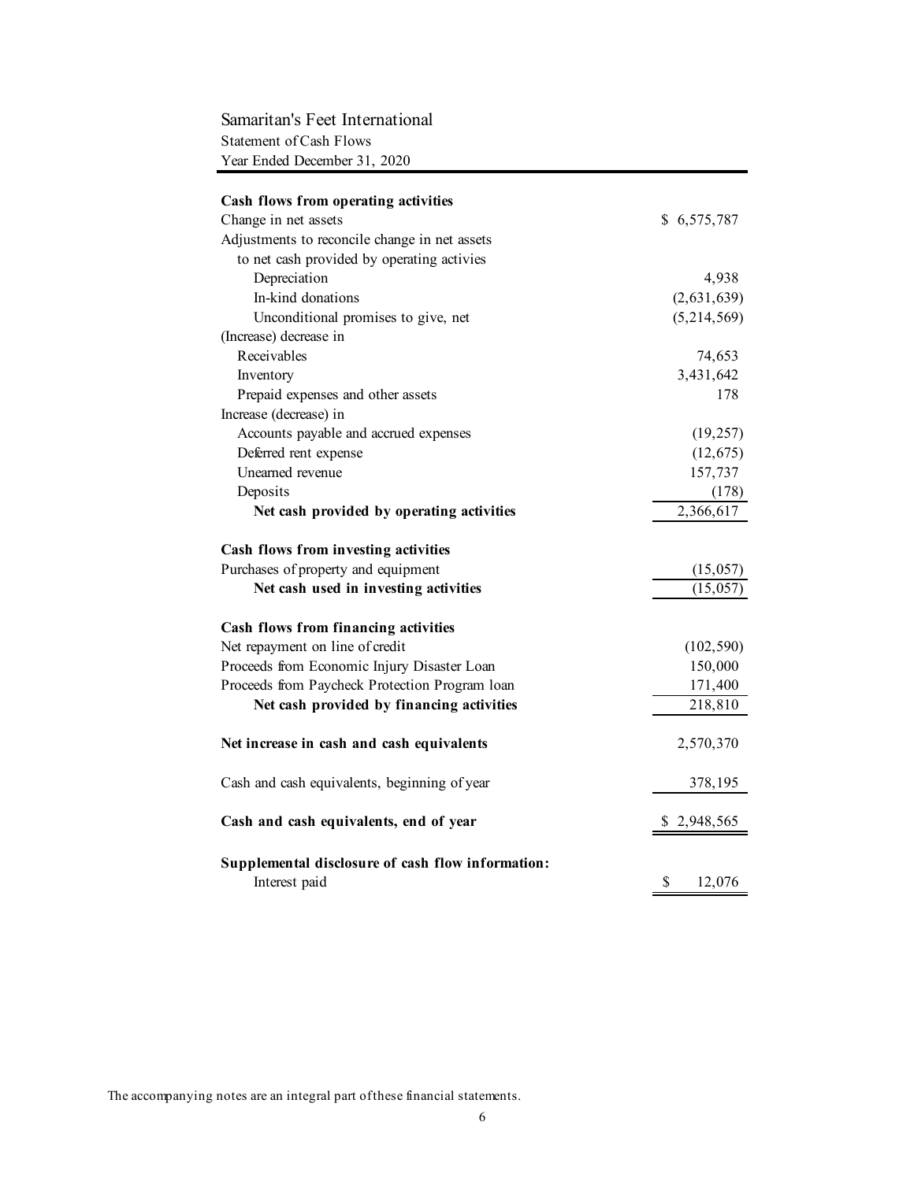# Samaritan's Feet International

## Statement of Cash Flows

### Year Ended December 31, 2020

| | |
|---|---|
| **Cash flows from operating activities** | |
| Change in net assets | $ 6,575,787 |
| Adjustments to reconcile change in net assets to net cash provided by operating activies | |
| Depreciation | 4,938 |
| In-kind donations | (2,631,639) |
| Unconditional promises to give, net | (5,214,569) |
| (Increase) decrease in | |
| Receivables | 74,653 |
| Inventory | 3,431,642 |
| Prepaid expenses and other assets | 178 |
| Increase (decrease) in | |
| Accounts payable and accrued expenses | (19,257) |
| Deferred rent expense | (12,675) |
| Unearned revenue | 157,737 |
| Deposits | (178) |
| **Net cash provided by operating activities** | 2,366,617 |
| **Cash flows from investing activities** | |
| Purchases of property and equipment | (15,057) |
| **Net cash used in investing activities** | (15,057) |
| **Cash flows from financing activities** | |
| Net repayment on line of credit | (102,590) |
| Proceeds from Economic Injury Disaster Loan | 150,000 |
| Proceeds from Paycheck Protection Program loan | 171,400 |
| **Net cash provided by financing activities** | 218,810 |
| **Net increase in cash and cash equivalents** | 2,570,370 |
| Cash and cash equivalents, beginning of year | 378,195 |
| **Cash and cash equivalents, end of year** | $ 2,948,565 |
| **Supplemental disclosure of cash flow information:** | |
| Interest paid | $ 12,076 |

The accompanying notes are an integral part of these financial statements.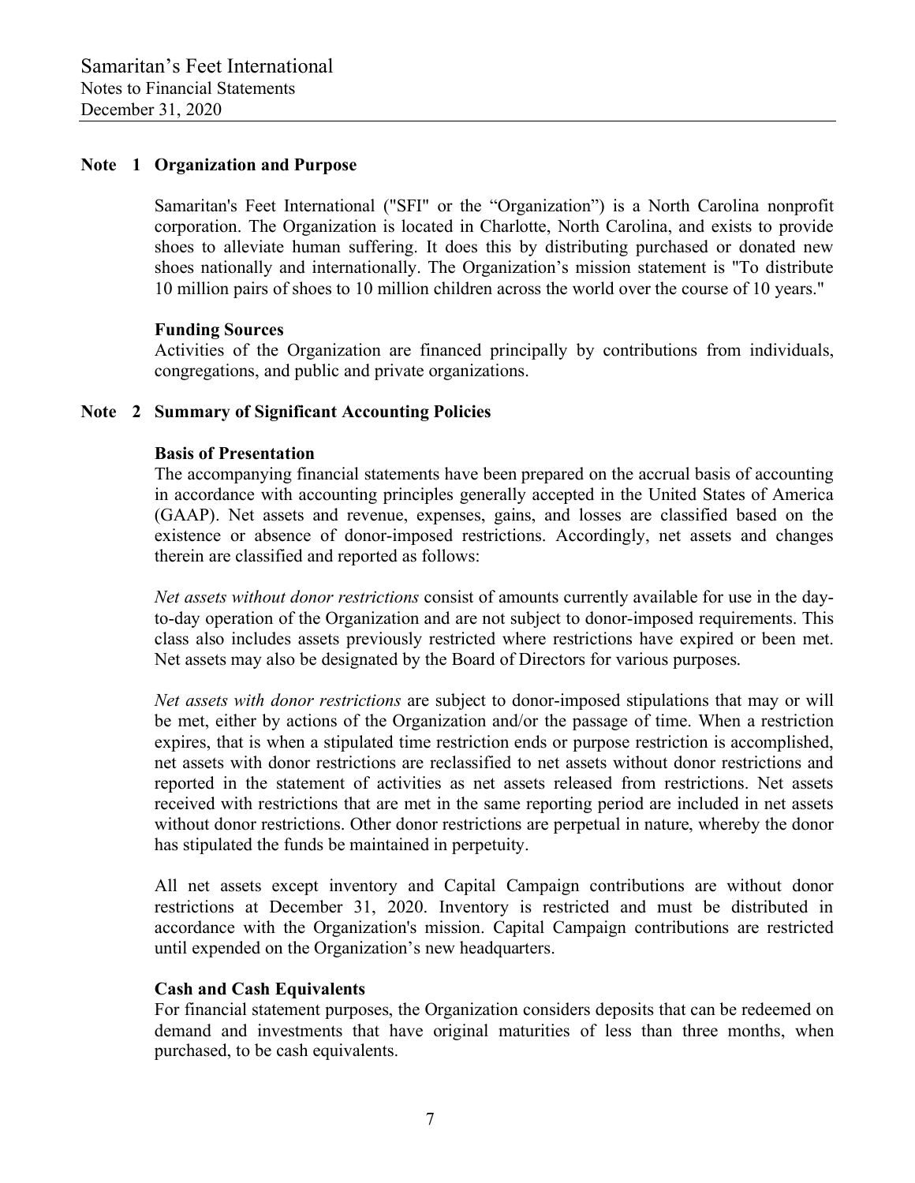## Note 1 Organization and Purpose

Samaritan's Feet International ("SFI" or the "Organization") is a North Carolina nonprofit corporation. The Organization is located in Charlotte, North Carolina, and exists to provide shoes to alleviate human suffering. It does this by distributing purchased or donated new shoes nationally and internationally. The Organization's mission statement is "To distribute 10 million pairs of shoes to 10 million children across the world over the course of 10 years."

### Funding Sources

Activities of the Organization are financed principally by contributions from individuals, congregations, and public and private organizations.

## Note 2 Summary of Significant Accounting Policies

### Basis of Presentation

The accompanying financial statements have been prepared on the accrual basis of accounting in accordance with accounting principles generally accepted in the United States of America (GAAP). Net assets and revenue, expenses, gains, and losses are classified based on the existence or absence of donor-imposed restrictions. Accordingly, net assets and changes therein are classified and reported as follows:

*Net assets without donor restrictions* consist of amounts currently available for use in the day-to-day operation of the Organization and are not subject to donor-imposed requirements. This class also includes assets previously restricted where restrictions have expired or been met. Net assets may also be designated by the Board of Directors for various purposes.

*Net assets with donor restrictions* are subject to donor-imposed stipulations that may or will be met, either by actions of the Organization and/or the passage of time. When a restriction expires, that is when a stipulated time restriction ends or purpose restriction is accomplished, net assets with donor restrictions are reclassified to net assets without donor restrictions and reported in the statement of activities as net assets released from restrictions. Net assets received with restrictions that are met in the same reporting period are included in net assets without donor restrictions. Other donor restrictions are perpetual in nature, whereby the donor has stipulated the funds be maintained in perpetuity.

All net assets except inventory and Capital Campaign contributions are without donor restrictions at December 31, 2020. Inventory is restricted and must be distributed in accordance with the Organization's mission. Capital Campaign contributions are restricted until expended on the Organization's new headquarters.

### Cash and Cash Equivalents

For financial statement purposes, the Organization considers deposits that can be redeemed on demand and investments that have original maturities of less than three months, when purchased, to be cash equivalents.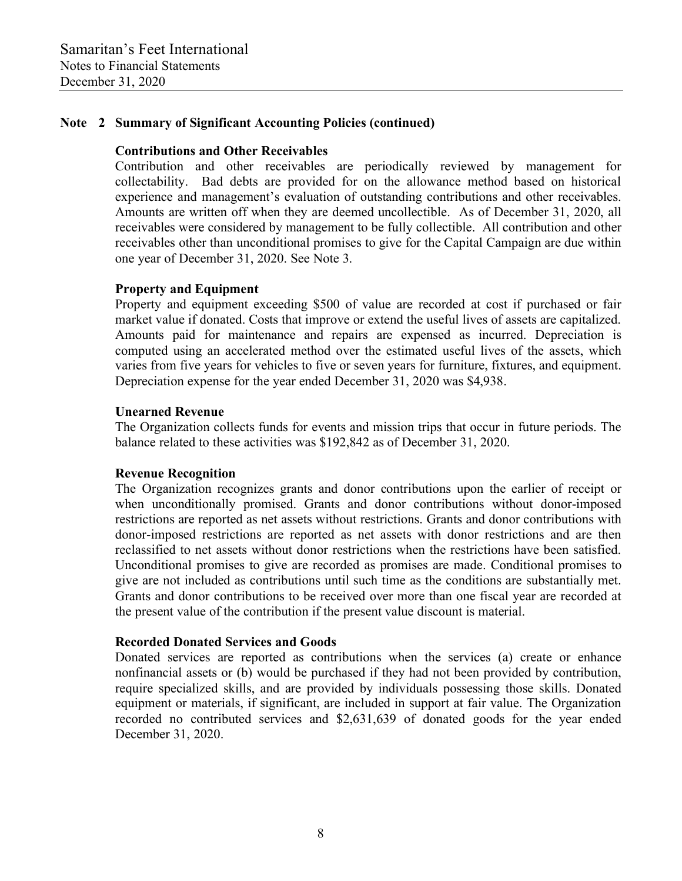## Note 2 Summary of Significant Accounting Policies (continued)

### Contributions and Other Receivables

Contribution and other receivables are periodically reviewed by management for collectability. Bad debts are provided for on the allowance method based on historical experience and management's evaluation of outstanding contributions and other receivables. Amounts are written off when they are deemed uncollectible. As of December 31, 2020, all receivables were considered by management to be fully collectible. All contribution and other receivables other than unconditional promises to give for the Capital Campaign are due within one year of December 31, 2020. See Note 3.

### Property and Equipment

Property and equipment exceeding $500 of value are recorded at cost if purchased or fair market value if donated. Costs that improve or extend the useful lives of assets are capitalized. Amounts paid for maintenance and repairs are expensed as incurred. Depreciation is computed using an accelerated method over the estimated useful lives of the assets, which varies from five years for vehicles to five or seven years for furniture, fixtures, and equipment. Depreciation expense for the year ended December 31, 2020 was $4,938.

### Unearned Revenue

The Organization collects funds for events and mission trips that occur in future periods. The balance related to these activities was $192,842 as of December 31, 2020.

### Revenue Recognition

The Organization recognizes grants and donor contributions upon the earlier of receipt or when unconditionally promised. Grants and donor contributions without donor-imposed restrictions are reported as net assets without restrictions. Grants and donor contributions with donor-imposed restrictions are reported as net assets with donor restrictions and are then reclassified to net assets without donor restrictions when the restrictions have been satisfied. Unconditional promises to give are recorded as promises are made. Conditional promises to give are not included as contributions until such time as the conditions are substantially met. Grants and donor contributions to be received over more than one fiscal year are recorded at the present value of the contribution if the present value discount is material.

### Recorded Donated Services and Goods

Donated services are reported as contributions when the services (a) create or enhance nonfinancial assets or (b) would be purchased if they had not been provided by contribution, require specialized skills, and are provided by individuals possessing those skills. Donated equipment or materials, if significant, are included in support at fair value. The Organization recorded no contributed services and $2,631,639 of donated goods for the year ended December 31, 2020.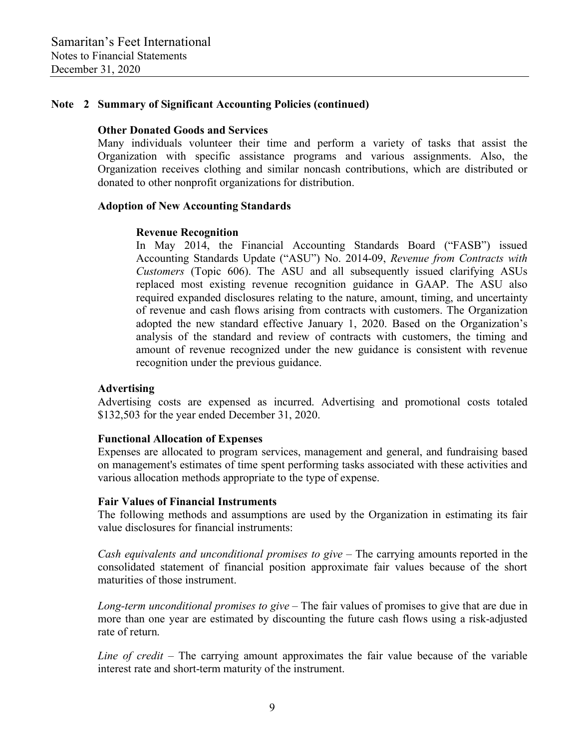## Note 2 Summary of Significant Accounting Policies (continued)

### Other Donated Goods and Services

Many individuals volunteer their time and perform a variety of tasks that assist the Organization with specific assistance programs and various assignments. Also, the Organization receives clothing and similar noncash contributions, which are distributed or donated to other nonprofit organizations for distribution.

### Adoption of New Accounting Standards

#### Revenue Recognition

In May 2014, the Financial Accounting Standards Board ("FASB") issued Accounting Standards Update ("ASU") No. 2014-09, *Revenue from Contracts with Customers* (Topic 606). The ASU and all subsequently issued clarifying ASUs replaced most existing revenue recognition guidance in GAAP. The ASU also required expanded disclosures relating to the nature, amount, timing, and uncertainty of revenue and cash flows arising from contracts with customers. The Organization adopted the new standard effective January 1, 2020. Based on the Organization's analysis of the standard and review of contracts with customers, the timing and amount of revenue recognized under the new guidance is consistent with revenue recognition under the previous guidance.

### Advertising

Advertising costs are expensed as incurred. Advertising and promotional costs totaled $132,503 for the year ended December 31, 2020.

### Functional Allocation of Expenses

Expenses are allocated to program services, management and general, and fundraising based on management's estimates of time spent performing tasks associated with these activities and various allocation methods appropriate to the type of expense.

### Fair Values of Financial Instruments

The following methods and assumptions are used by the Organization in estimating its fair value disclosures for financial instruments:

*Cash equivalents and unconditional promises to give* – The carrying amounts reported in the consolidated statement of financial position approximate fair values because of the short maturities of those instrument.

*Long-term unconditional promises to give* – The fair values of promises to give that are due in more than one year are estimated by discounting the future cash flows using a risk-adjusted rate of return.

*Line of credit* – The carrying amount approximates the fair value because of the variable interest rate and short-term maturity of the instrument.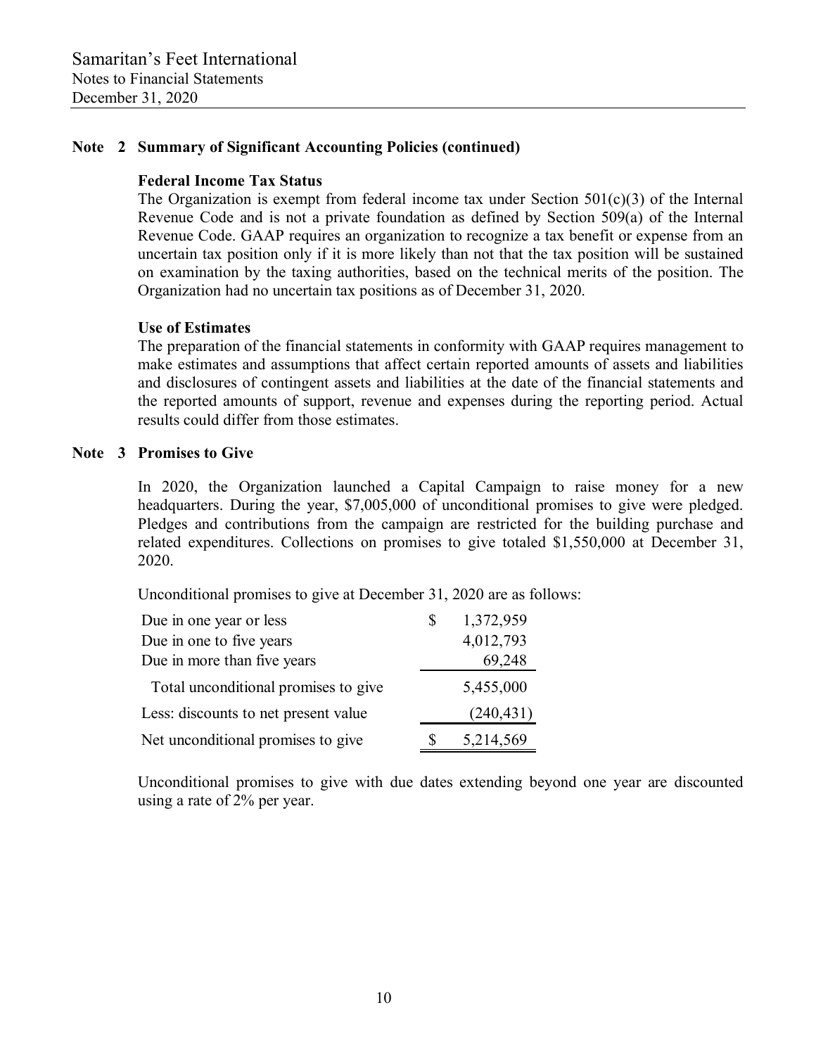## Note 2 Summary of Significant Accounting Policies (continued)

### Federal Income Tax Status

The Organization is exempt from federal income tax under Section 501(c)(3) of the Internal Revenue Code and is not a private foundation as defined by Section 509(a) of the Internal Revenue Code. GAAP requires an organization to recognize a tax benefit or expense from an uncertain tax position only if it is more likely than not that the tax position will be sustained on examination by the taxing authorities, based on the technical merits of the position. The Organization had no uncertain tax positions as of December 31, 2020.

### Use of Estimates

The preparation of the financial statements in conformity with GAAP requires management to make estimates and assumptions that affect certain reported amounts of assets and liabilities and disclosures of contingent assets and liabilities at the date of the financial statements and the reported amounts of support, revenue and expenses during the reporting period. Actual results could differ from those estimates.

## Note 3 Promises to Give

In 2020, the Organization launched a Capital Campaign to raise money for a new headquarters. During the year, $7,005,000 of unconditional promises to give were pledged. Pledges and contributions from the campaign are restricted for the building purchase and related expenditures. Collections on promises to give totaled $1,550,000 at December 31, 2020.

Unconditional promises to give at December 31, 2020 are as follows:

| | |
|---|---|
| Due in one year or less | $ 1,372,959 |
| Due in one to five years | 4,012,793 |
| Due in more than five years | 69,248 |
| Total unconditional promises to give | 5,455,000 |
| Less: discounts to net present value | (240,431) |
| Net unconditional promises to give | $ 5,214,569 |

Unconditional promises to give with due dates extending beyond one year are discounted using a rate of 2% per year.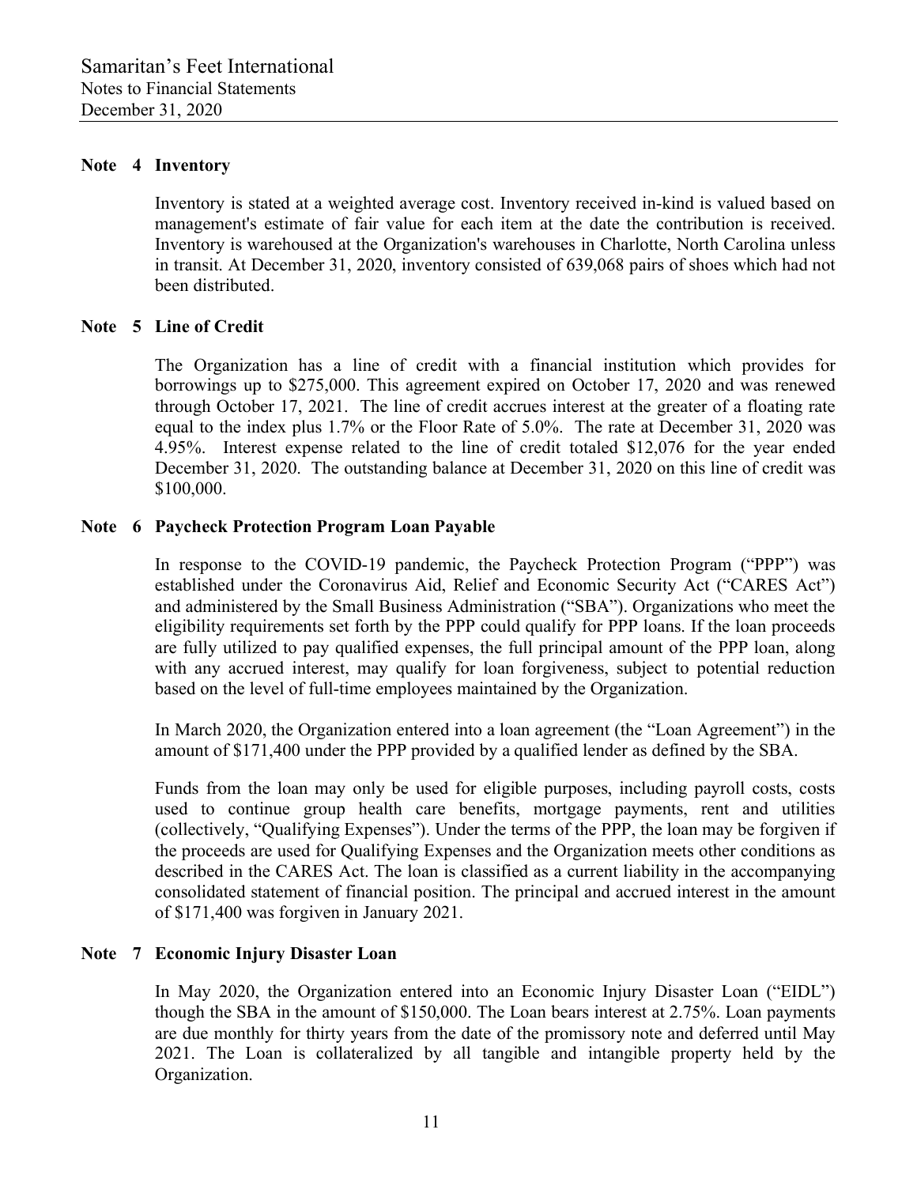## Note 4 Inventory

Inventory is stated at a weighted average cost. Inventory received in-kind is valued based on management's estimate of fair value for each item at the date the contribution is received. Inventory is warehoused at the Organization's warehouses in Charlotte, North Carolina unless in transit. At December 31, 2020, inventory consisted of 639,068 pairs of shoes which had not been distributed.

## Note 5 Line of Credit

The Organization has a line of credit with a financial institution which provides for borrowings up to $275,000. This agreement expired on October 17, 2020 and was renewed through October 17, 2021. The line of credit accrues interest at the greater of a floating rate equal to the index plus 1.7% or the Floor Rate of 5.0%. The rate at December 31, 2020 was 4.95%. Interest expense related to the line of credit totaled $12,076 for the year ended December 31, 2020. The outstanding balance at December 31, 2020 on this line of credit was $100,000.

## Note 6 Paycheck Protection Program Loan Payable

In response to the COVID-19 pandemic, the Paycheck Protection Program ("PPP") was established under the Coronavirus Aid, Relief and Economic Security Act ("CARES Act") and administered by the Small Business Administration ("SBA"). Organizations who meet the eligibility requirements set forth by the PPP could qualify for PPP loans. If the loan proceeds are fully utilized to pay qualified expenses, the full principal amount of the PPP loan, along with any accrued interest, may qualify for loan forgiveness, subject to potential reduction based on the level of full-time employees maintained by the Organization.

In March 2020, the Organization entered into a loan agreement (the "Loan Agreement") in the amount of $171,400 under the PPP provided by a qualified lender as defined by the SBA.

Funds from the loan may only be used for eligible purposes, including payroll costs, costs used to continue group health care benefits, mortgage payments, rent and utilities (collectively, "Qualifying Expenses"). Under the terms of the PPP, the loan may be forgiven if the proceeds are used for Qualifying Expenses and the Organization meets other conditions as described in the CARES Act. The loan is classified as a current liability in the accompanying consolidated statement of financial position. The principal and accrued interest in the amount of $171,400 was forgiven in January 2021.

## Note 7 Economic Injury Disaster Loan

In May 2020, the Organization entered into an Economic Injury Disaster Loan ("EIDL") though the SBA in the amount of $150,000. The Loan bears interest at 2.75%. Loan payments are due monthly for thirty years from the date of the promissory note and deferred until May 2021. The Loan is collateralized by all tangible and intangible property held by the Organization.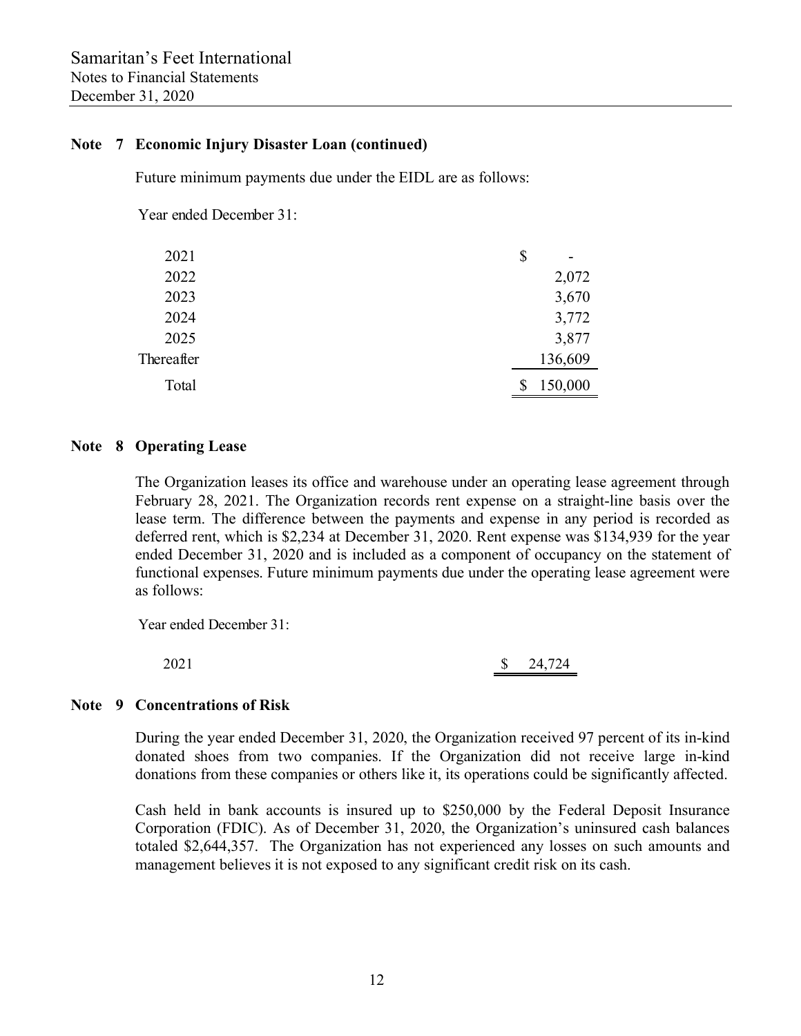## Note 7 Economic Injury Disaster Loan (continued)

Future minimum payments due under the EIDL are as follows:

| Year ended December 31: | |
|---|---|
| 2021 | $ - |
| 2022 | 2,072 |
| 2023 | 3,670 |
| 2024 | 3,772 |
| 2025 | 3,877 |
| Thereafter | 136,609 |
| Total | $ 150,000 |

## Note 8 Operating Lease

The Organization leases its office and warehouse under an operating lease agreement through February 28, 2021. The Organization records rent expense on a straight-line basis over the lease term. The difference between the payments and expense in any period is recorded as deferred rent, which is $2,234 at December 31, 2020. Rent expense was $134,939 for the year ended December 31, 2020 and is included as a component of occupancy on the statement of functional expenses. Future minimum payments due under the operating lease agreement were as follows:

| Year ended December 31: | |
|---|---|
| 2021 | $ 24,724 |

## Note 9 Concentrations of Risk

During the year ended December 31, 2020, the Organization received 97 percent of its in-kind donated shoes from two companies. If the Organization did not receive large in-kind donations from these companies or others like it, its operations could be significantly affected.

Cash held in bank accounts is insured up to $250,000 by the Federal Deposit Insurance Corporation (FDIC). As of December 31, 2020, the Organization's uninsured cash balances totaled $2,644,357. The Organization has not experienced any losses on such amounts and management believes it is not exposed to any significant credit risk on its cash.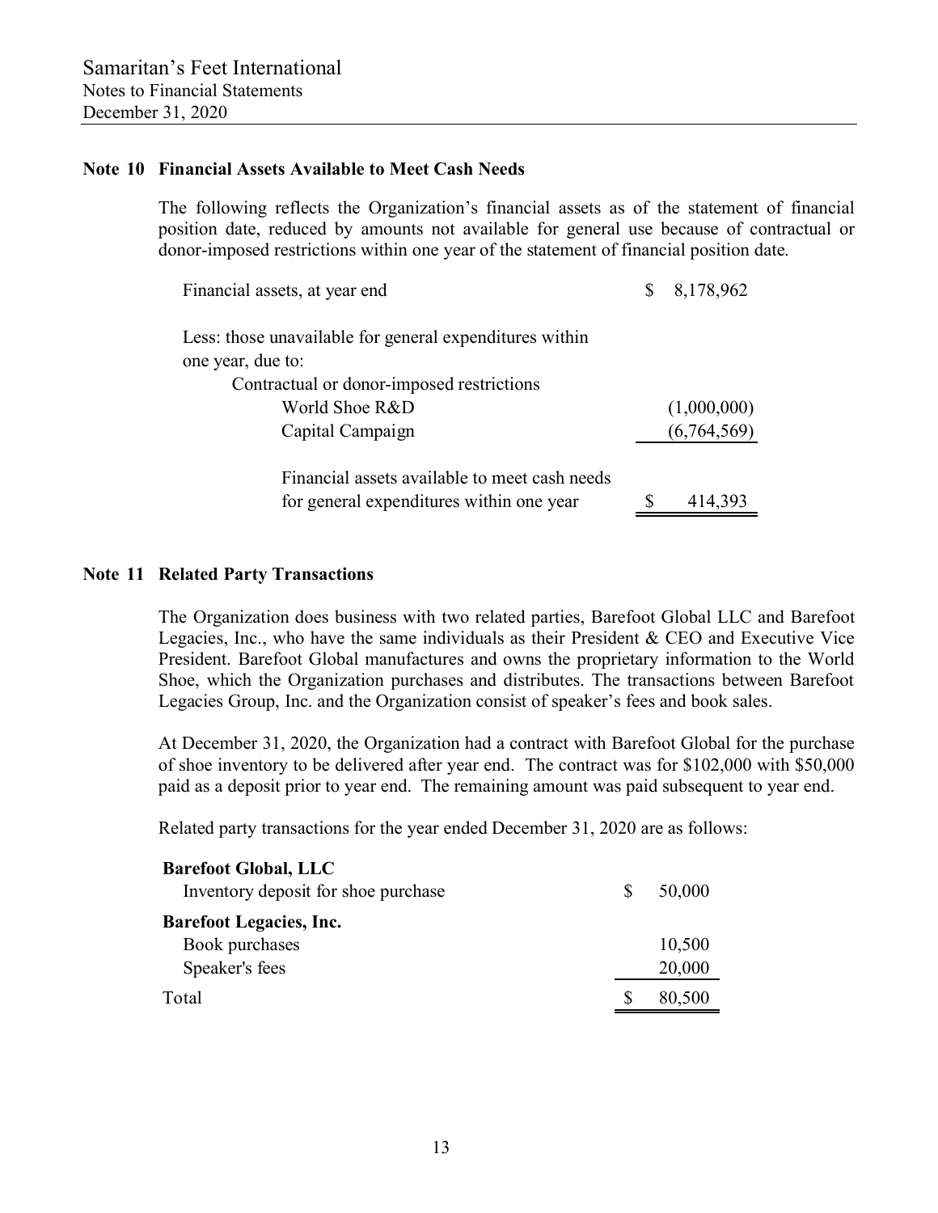## Note 10 Financial Assets Available to Meet Cash Needs

The following reflects the Organization's financial assets as of the statement of financial position date, reduced by amounts not available for general use because of contractual or donor-imposed restrictions within one year of the statement of financial position date.

| | |
|---|---|
| Financial assets, at year end | $ 8,178,962 |
| Less: those unavailable for general expenditures within one year, due to: | |
| Contractual or donor-imposed restrictions | |
| World Shoe R&D | (1,000,000) |
| Capital Campaign | (6,764,569) |
| Financial assets available to meet cash needs for general expenditures within one year | $ 414,393 |

## Note 11 Related Party Transactions

The Organization does business with two related parties, Barefoot Global LLC and Barefoot Legacies, Inc., who have the same individuals as their President & CEO and Executive Vice President. Barefoot Global manufactures and owns the proprietary information to the World Shoe, which the Organization purchases and distributes. The transactions between Barefoot Legacies Group, Inc. and the Organization consist of speaker's fees and book sales.

At December 31, 2020, the Organization had a contract with Barefoot Global for the purchase of shoe inventory to be delivered after year end. The contract was for $102,000 with $50,000 paid as a deposit prior to year end. The remaining amount was paid subsequent to year end.

Related party transactions for the year ended December 31, 2020 are as follows:

| | |
|---|---|
| **Barefoot Global, LLC** | |
| Inventory deposit for shoe purchase | $ 50,000 |
| **Barefoot Legacies, Inc.** | |
| Book purchases | 10,500 |
| Speaker's fees | 20,000 |
| Total | $ 80,500 |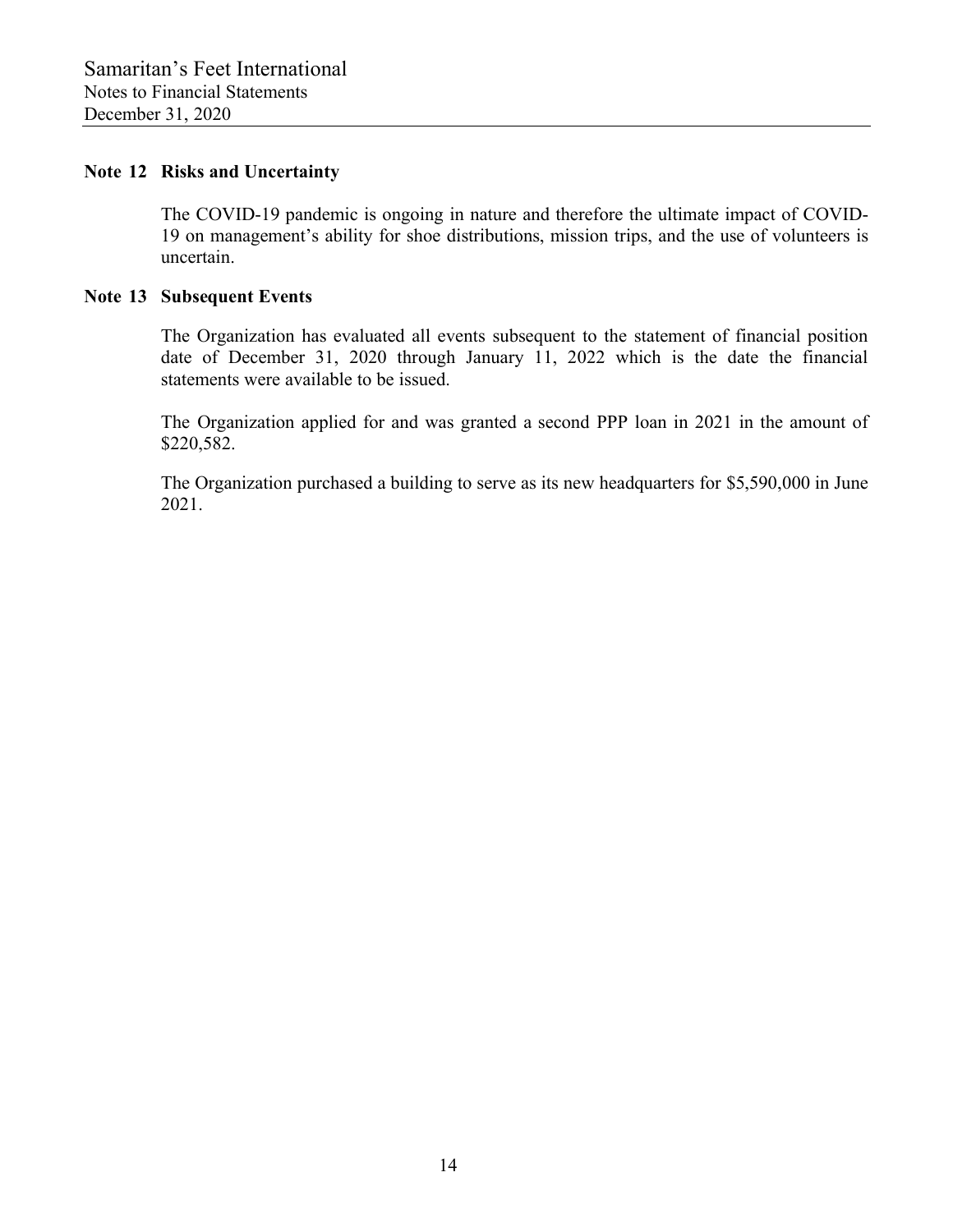## Note 12 Risks and Uncertainty

The COVID-19 pandemic is ongoing in nature and therefore the ultimate impact of COVID-19 on management's ability for shoe distributions, mission trips, and the use of volunteers is uncertain.

## Note 13 Subsequent Events

The Organization has evaluated all events subsequent to the statement of financial position date of December 31, 2020 through January 11, 2022 which is the date the financial statements were available to be issued.

The Organization applied for and was granted a second PPP loan in 2021 in the amount of $220,582.

The Organization purchased a building to serve as its new headquarters for $5,590,000 in June 2021.